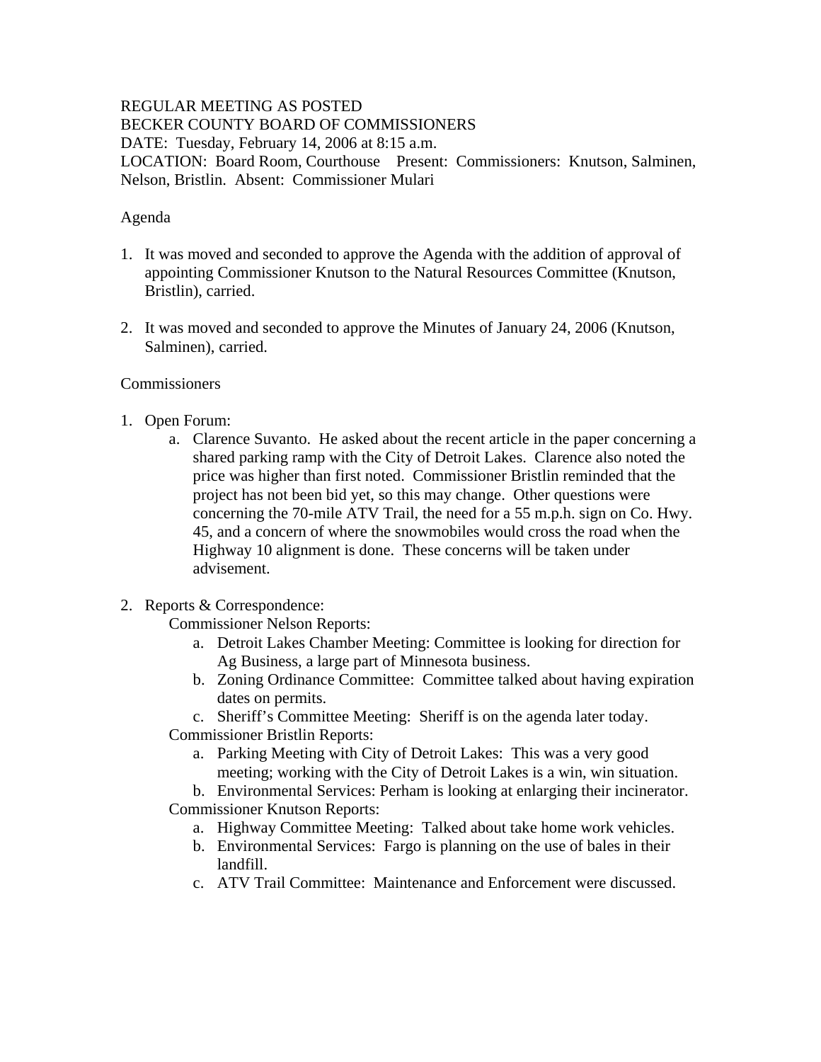REGULAR MEETING AS POSTED
BECKER COUNTY BOARD OF COMMISSIONERS
DATE: Tuesday, February 14, 2006 at 8:15 a.m.
LOCATION: Board Room, Courthouse Present: Commissioners: Knutson, Salminen, Nelson, Bristlin. Absent: Commissioner Mulari

Agenda

1. It was moved and seconded to approve the Agenda with the addition of approval of appointing Commissioner Knutson to the Natural Resources Committee (Knutson, Bristlin), carried.

2. It was moved and seconded to approve the Minutes of January 24, 2006 (Knutson, Salminen), carried.

Commissioners

1. Open Forum:
   a. Clarence Suvanto. He asked about the recent article in the paper concerning a shared parking ramp with the City of Detroit Lakes. Clarence also noted the price was higher than first noted. Commissioner Bristlin reminded that the project has not been bid yet, so this may change. Other questions were concerning the 70-mile ATV Trail, the need for a 55 m.p.h. sign on Co. Hwy. 45, and a concern of where the snowmobiles would cross the road when the Highway 10 alignment is done. These concerns will be taken under advisement.

2. Reports & Correspondence:
   Commissioner Nelson Reports:
   a. Detroit Lakes Chamber Meeting: Committee is looking for direction for Ag Business, a large part of Minnesota business.
   b. Zoning Ordinance Committee: Committee talked about having expiration dates on permits.
   c. Sheriff's Committee Meeting: Sheriff is on the agenda later today.

   Commissioner Bristlin Reports:
   a. Parking Meeting with City of Detroit Lakes: This was a very good meeting; working with the City of Detroit Lakes is a win, win situation.
   b. Environmental Services: Perham is looking at enlarging their incinerator.

   Commissioner Knutson Reports:
   a. Highway Committee Meeting: Talked about take home work vehicles.
   b. Environmental Services: Fargo is planning on the use of bales in their landfill.
   c. ATV Trail Committee: Maintenance and Enforcement were discussed.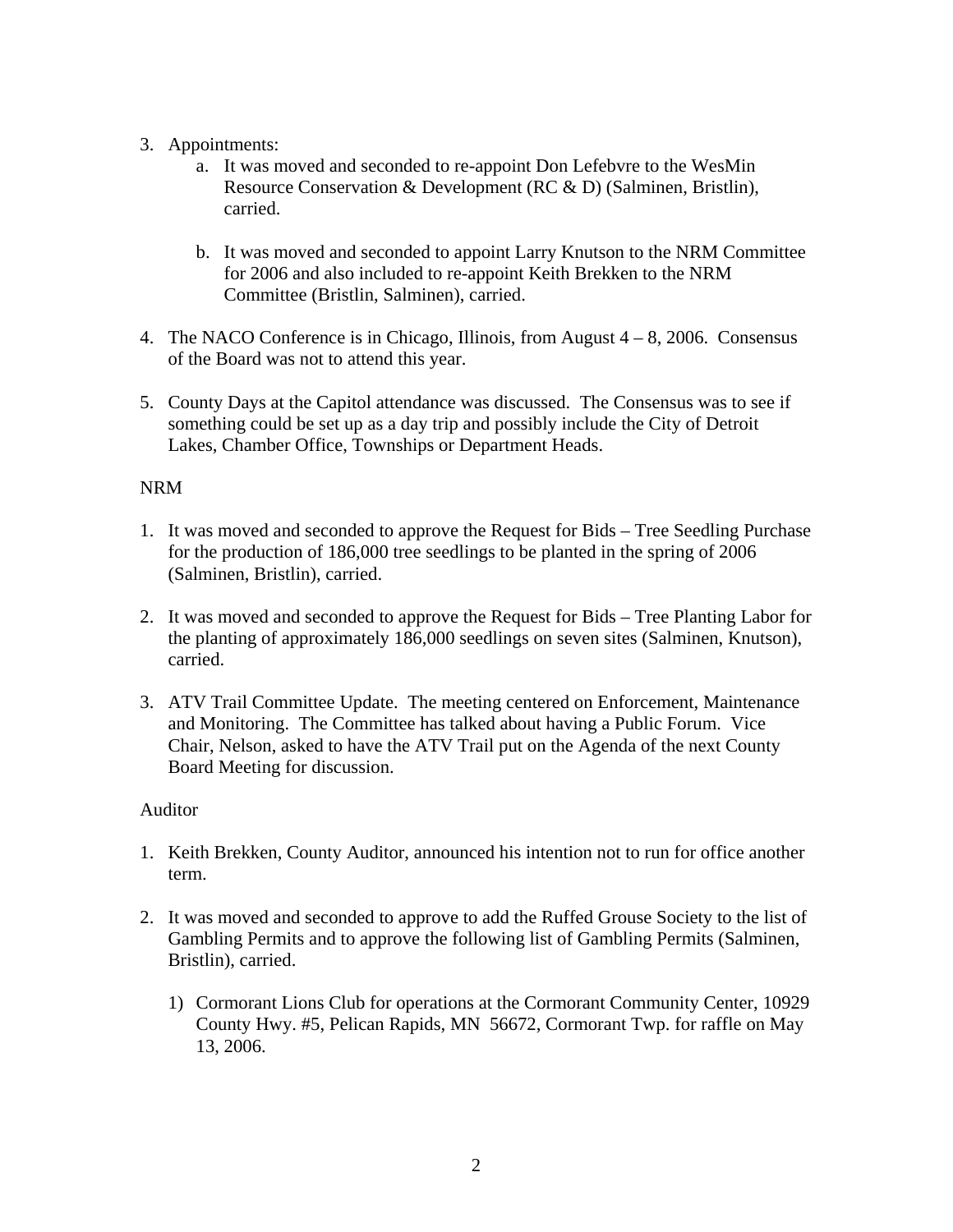3. Appointments:
    a. It was moved and seconded to re-appoint Don Lefebvre to the WesMin Resource Conservation & Development (RC & D) (Salminen, Bristlin), carried.

    b. It was moved and seconded to appoint Larry Knutson to the NRM Committee for 2006 and also included to re-appoint Keith Brekken to the NRM Committee (Bristlin, Salminen), carried.

4. The NACO Conference is in Chicago, Illinois, from August 4 – 8, 2006. Consensus of the Board was not to attend this year.

5. County Days at the Capitol attendance was discussed. The Consensus was to see if something could be set up as a day trip and possibly include the City of Detroit Lakes, Chamber Office, Townships or Department Heads.

NRM

1. It was moved and seconded to approve the Request for Bids – Tree Seedling Purchase for the production of 186,000 tree seedlings to be planted in the spring of 2006 (Salminen, Bristlin), carried.

2. It was moved and seconded to approve the Request for Bids – Tree Planting Labor for the planting of approximately 186,000 seedlings on seven sites (Salminen, Knutson), carried.

3. ATV Trail Committee Update. The meeting centered on Enforcement, Maintenance and Monitoring. The Committee has talked about having a Public Forum. Vice Chair, Nelson, asked to have the ATV Trail put on the Agenda of the next County Board Meeting for discussion.

Auditor

1. Keith Brekken, County Auditor, announced his intention not to run for office another term.

2. It was moved and seconded to approve to add the Ruffed Grouse Society to the list of Gambling Permits and to approve the following list of Gambling Permits (Salminen, Bristlin), carried.

    1) Cormorant Lions Club for operations at the Cormorant Community Center, 10929 County Hwy. #5, Pelican Rapids, MN 56672, Cormorant Twp. for raffle on May 13, 2006.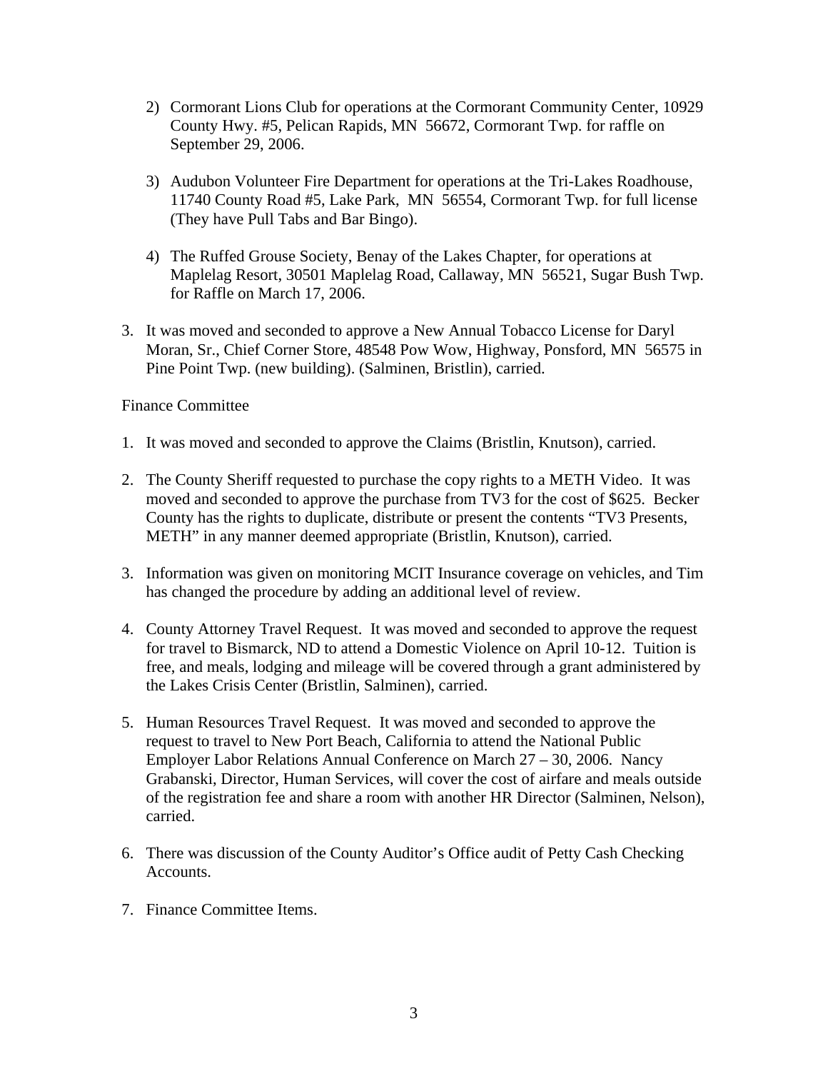2) Cormorant Lions Club for operations at the Cormorant Community Center, 10929 County Hwy. #5, Pelican Rapids, MN 56672, Cormorant Twp. for raffle on September 29, 2006.

3) Audubon Volunteer Fire Department for operations at the Tri-Lakes Roadhouse, 11740 County Road #5, Lake Park, MN 56554, Cormorant Twp. for full license (They have Pull Tabs and Bar Bingo).

4) The Ruffed Grouse Society, Benay of the Lakes Chapter, for operations at Maplelag Resort, 30501 Maplelag Road, Callaway, MN 56521, Sugar Bush Twp. for Raffle on March 17, 2006.

3. It was moved and seconded to approve a New Annual Tobacco License for Daryl Moran, Sr., Chief Corner Store, 48548 Pow Wow, Highway, Ponsford, MN 56575 in Pine Point Twp. (new building). (Salminen, Bristlin), carried.

Finance Committee

1. It was moved and seconded to approve the Claims (Bristlin, Knutson), carried.

2. The County Sheriff requested to purchase the copy rights to a METH Video. It was moved and seconded to approve the purchase from TV3 for the cost of $625. Becker County has the rights to duplicate, distribute or present the contents "TV3 Presents, METH" in any manner deemed appropriate (Bristlin, Knutson), carried.

3. Information was given on monitoring MCIT Insurance coverage on vehicles, and Tim has changed the procedure by adding an additional level of review.

4. County Attorney Travel Request. It was moved and seconded to approve the request for travel to Bismarck, ND to attend a Domestic Violence on April 10-12. Tuition is free, and meals, lodging and mileage will be covered through a grant administered by the Lakes Crisis Center (Bristlin, Salminen), carried.

5. Human Resources Travel Request. It was moved and seconded to approve the request to travel to New Port Beach, California to attend the National Public Employer Labor Relations Annual Conference on March 27 – 30, 2006. Nancy Grabanski, Director, Human Services, will cover the cost of airfare and meals outside of the registration fee and share a room with another HR Director (Salminen, Nelson), carried.

6. There was discussion of the County Auditor's Office audit of Petty Cash Checking Accounts.

7. Finance Committee Items.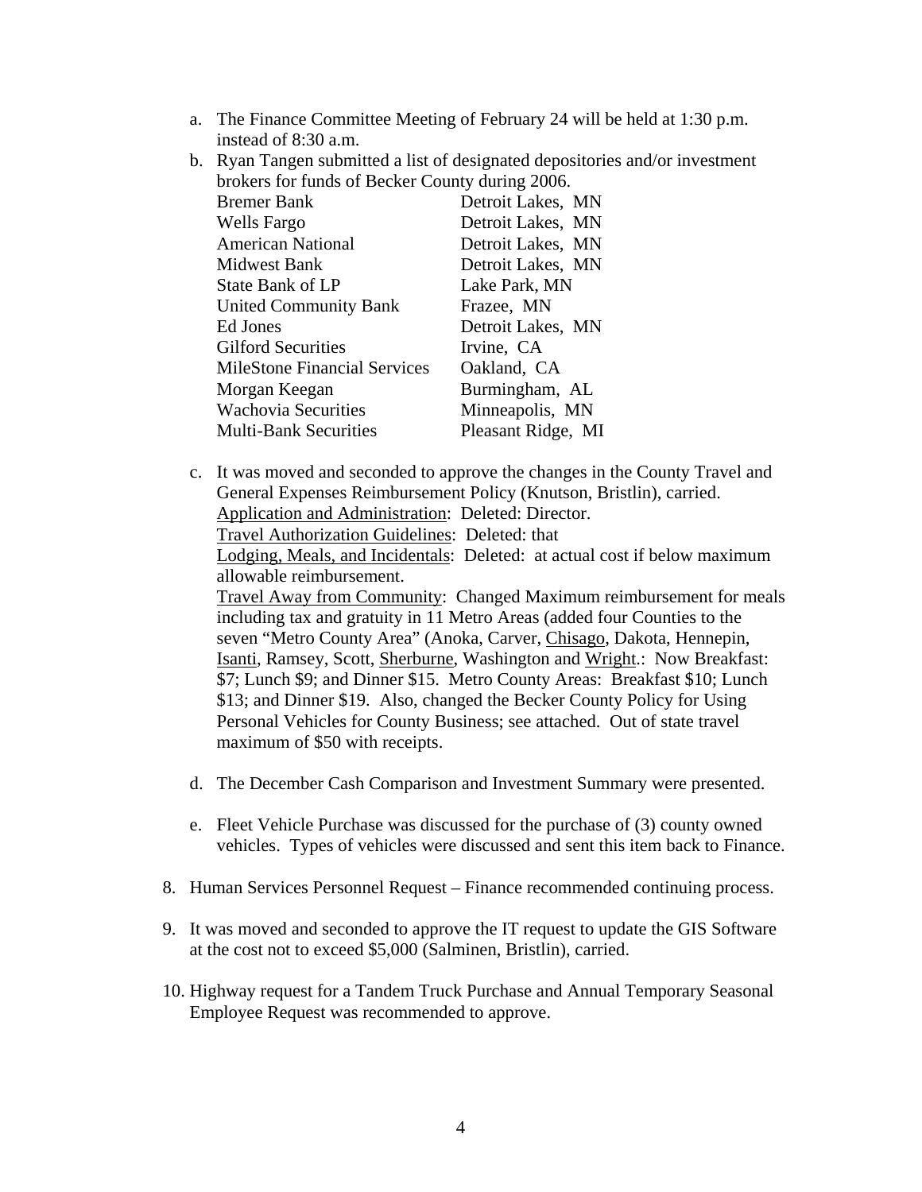a. The Finance Committee Meeting of February 24 will be held at 1:30 p.m. instead of 8:30 a.m.

b. Ryan Tangen submitted a list of designated depositories and/or investment brokers for funds of Becker County during 2006.

| | |
|---|---|
| Bremer Bank | Detroit Lakes, MN |
| Wells Fargo | Detroit Lakes, MN |
| American National | Detroit Lakes, MN |
| Midwest Bank | Detroit Lakes, MN |
| State Bank of LP | Lake Park, MN |
| United Community Bank | Frazee, MN |
| Ed Jones | Detroit Lakes, MN |
| Gilford Securities | Irvine, CA |
| MileStone Financial Services | Oakland, CA |
| Morgan Keegan | Burmingham, AL |
| Wachovia Securities | Minneapolis, MN |
| Multi-Bank Securities | Pleasant Ridge, MI |

c. It was moved and seconded to approve the changes in the County Travel and General Expenses Reimbursement Policy (Knutson, Bristlin), carried.
Application and Administration: Deleted: Director.
Travel Authorization Guidelines: Deleted: that
Lodging, Meals, and Incidentals: Deleted: at actual cost if below maximum allowable reimbursement.
Travel Away from Community: Changed Maximum reimbursement for meals including tax and gratuity in 11 Metro Areas (added four Counties to the seven "Metro County Area" (Anoka, Carver, Chisago, Dakota, Hennepin, Isanti, Ramsey, Scott, Sherburne, Washington and Wright.: Now Breakfast: $7; Lunch $9; and Dinner $15. Metro County Areas: Breakfast $10; Lunch $13; and Dinner $19. Also, changed the Becker County Policy for Using Personal Vehicles for County Business; see attached. Out of state travel maximum of $50 with receipts.

d. The December Cash Comparison and Investment Summary were presented.

e. Fleet Vehicle Purchase was discussed for the purchase of (3) county owned vehicles. Types of vehicles were discussed and sent this item back to Finance.

8. Human Services Personnel Request – Finance recommended continuing process.

9. It was moved and seconded to approve the IT request to update the GIS Software at the cost not to exceed $5,000 (Salminen, Bristlin), carried.

10. Highway request for a Tandem Truck Purchase and Annual Temporary Seasonal Employee Request was recommended to approve.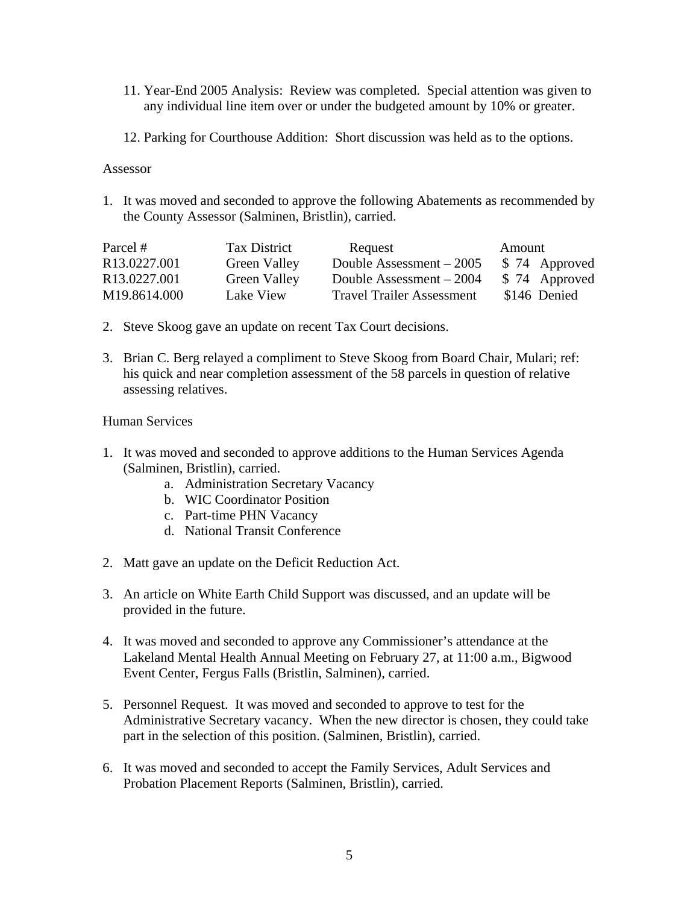11. Year-End 2005 Analysis: Review was completed. Special attention was given to any individual line item over or under the budgeted amount by 10% or greater.

12. Parking for Courthouse Addition: Short discussion was held as to the options.

Assessor

1. It was moved and seconded to approve the following Abatements as recommended by the County Assessor (Salminen, Bristlin), carried.

| Parcel # | Tax District | Request | Amount |
|---|---|---|---|
| R13.0227.001 | Green Valley | Double Assessment – 2005 | $ 74 Approved |
| R13.0227.001 | Green Valley | Double Assessment – 2004 | $ 74 Approved |
| M19.8614.000 | Lake View | Travel Trailer Assessment | $146 Denied |

2. Steve Skoog gave an update on recent Tax Court decisions.

3. Brian C. Berg relayed a compliment to Steve Skoog from Board Chair, Mulari; ref: his quick and near completion assessment of the 58 parcels in question of relative assessing relatives.

Human Services

1. It was moved and seconded to approve additions to the Human Services Agenda (Salminen, Bristlin), carried.
   a. Administration Secretary Vacancy
   b. WIC Coordinator Position
   c. Part-time PHN Vacancy
   d. National Transit Conference

2. Matt gave an update on the Deficit Reduction Act.

3. An article on White Earth Child Support was discussed, and an update will be provided in the future.

4. It was moved and seconded to approve any Commissioner's attendance at the Lakeland Mental Health Annual Meeting on February 27, at 11:00 a.m., Bigwood Event Center, Fergus Falls (Bristlin, Salminen), carried.

5. Personnel Request. It was moved and seconded to approve to test for the Administrative Secretary vacancy. When the new director is chosen, they could take part in the selection of this position. (Salminen, Bristlin), carried.

6. It was moved and seconded to accept the Family Services, Adult Services and Probation Placement Reports (Salminen, Bristlin), carried.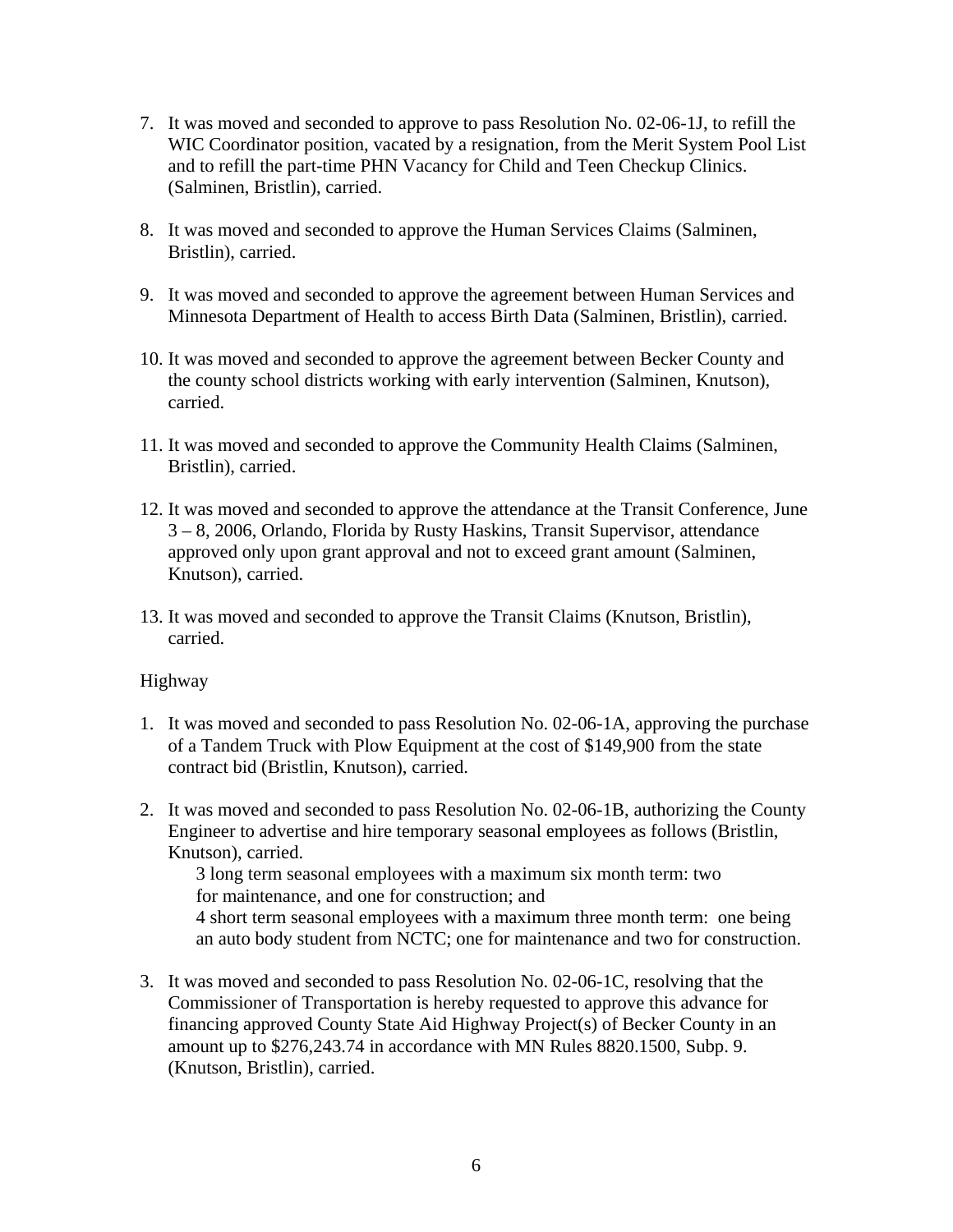7. It was moved and seconded to approve to pass Resolution No. 02-06-1J, to refill the WIC Coordinator position, vacated by a resignation, from the Merit System Pool List and to refill the part-time PHN Vacancy for Child and Teen Checkup Clinics. (Salminen, Bristlin), carried.

8. It was moved and seconded to approve the Human Services Claims (Salminen, Bristlin), carried.

9. It was moved and seconded to approve the agreement between Human Services and Minnesota Department of Health to access Birth Data (Salminen, Bristlin), carried.

10. It was moved and seconded to approve the agreement between Becker County and the county school districts working with early intervention (Salminen, Knutson), carried.

11. It was moved and seconded to approve the Community Health Claims (Salminen, Bristlin), carried.

12. It was moved and seconded to approve the attendance at the Transit Conference, June 3 – 8, 2006, Orlando, Florida by Rusty Haskins, Transit Supervisor, attendance approved only upon grant approval and not to exceed grant amount (Salminen, Knutson), carried.

13. It was moved and seconded to approve the Transit Claims (Knutson, Bristlin), carried.

Highway

1. It was moved and seconded to pass Resolution No. 02-06-1A, approving the purchase of a Tandem Truck with Plow Equipment at the cost of $149,900 from the state contract bid (Bristlin, Knutson), carried.

2. It was moved and seconded to pass Resolution No. 02-06-1B, authorizing the County Engineer to advertise and hire temporary seasonal employees as follows (Bristlin, Knutson), carried.

   3 long term seasonal employees with a maximum six month term: two for maintenance, and one for construction; and
   4 short term seasonal employees with a maximum three month term: one being an auto body student from NCTC; one for maintenance and two for construction.

3. It was moved and seconded to pass Resolution No. 02-06-1C, resolving that the Commissioner of Transportation is hereby requested to approve this advance for financing approved County State Aid Highway Project(s) of Becker County in an amount up to $276,243.74 in accordance with MN Rules 8820.1500, Subp. 9. (Knutson, Bristlin), carried.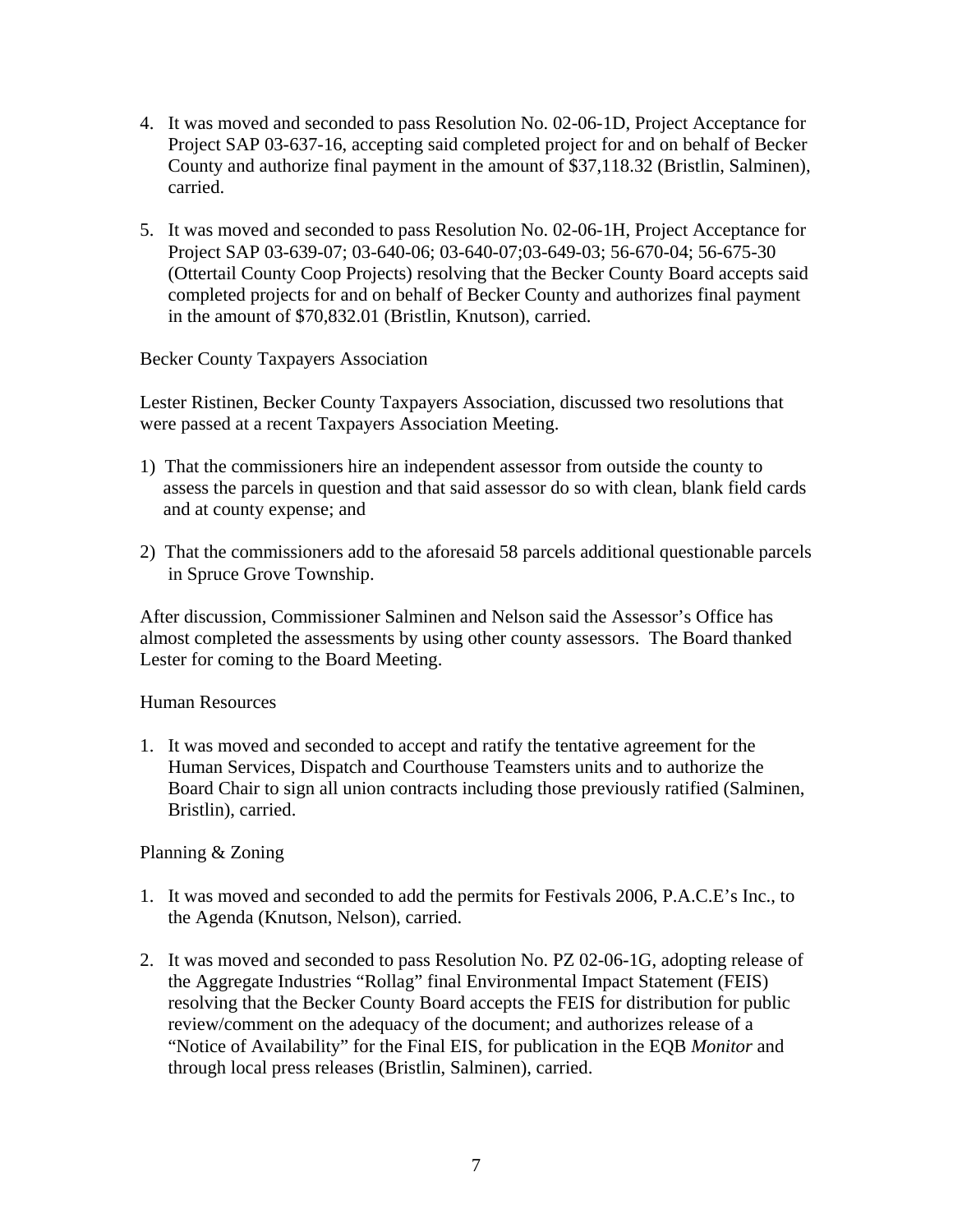4. It was moved and seconded to pass Resolution No. 02-06-1D, Project Acceptance for Project SAP 03-637-16, accepting said completed project for and on behalf of Becker County and authorize final payment in the amount of $37,118.32 (Bristlin, Salminen), carried.

5. It was moved and seconded to pass Resolution No. 02-06-1H, Project Acceptance for Project SAP 03-639-07; 03-640-06; 03-640-07;03-649-03; 56-670-04; 56-675-30 (Ottertail County Coop Projects) resolving that the Becker County Board accepts said completed projects for and on behalf of Becker County and authorizes final payment in the amount of $70,832.01 (Bristlin, Knutson), carried.

Becker County Taxpayers Association

Lester Ristinen, Becker County Taxpayers Association, discussed two resolutions that were passed at a recent Taxpayers Association Meeting.

1) That the commissioners hire an independent assessor from outside the county to assess the parcels in question and that said assessor do so with clean, blank field cards and at county expense; and

2) That the commissioners add to the aforesaid 58 parcels additional questionable parcels in Spruce Grove Township.

After discussion, Commissioner Salminen and Nelson said the Assessor's Office has almost completed the assessments by using other county assessors. The Board thanked Lester for coming to the Board Meeting.

Human Resources

1. It was moved and seconded to accept and ratify the tentative agreement for the Human Services, Dispatch and Courthouse Teamsters units and to authorize the Board Chair to sign all union contracts including those previously ratified (Salminen, Bristlin), carried.

Planning & Zoning

1. It was moved and seconded to add the permits for Festivals 2006, P.A.C.E's Inc., to the Agenda (Knutson, Nelson), carried.

2. It was moved and seconded to pass Resolution No. PZ 02-06-1G, adopting release of the Aggregate Industries "Rollag" final Environmental Impact Statement (FEIS) resolving that the Becker County Board accepts the FEIS for distribution for public review/comment on the adequacy of the document; and authorizes release of a "Notice of Availability" for the Final EIS, for publication in the EQB *Monitor* and through local press releases (Bristlin, Salminen), carried.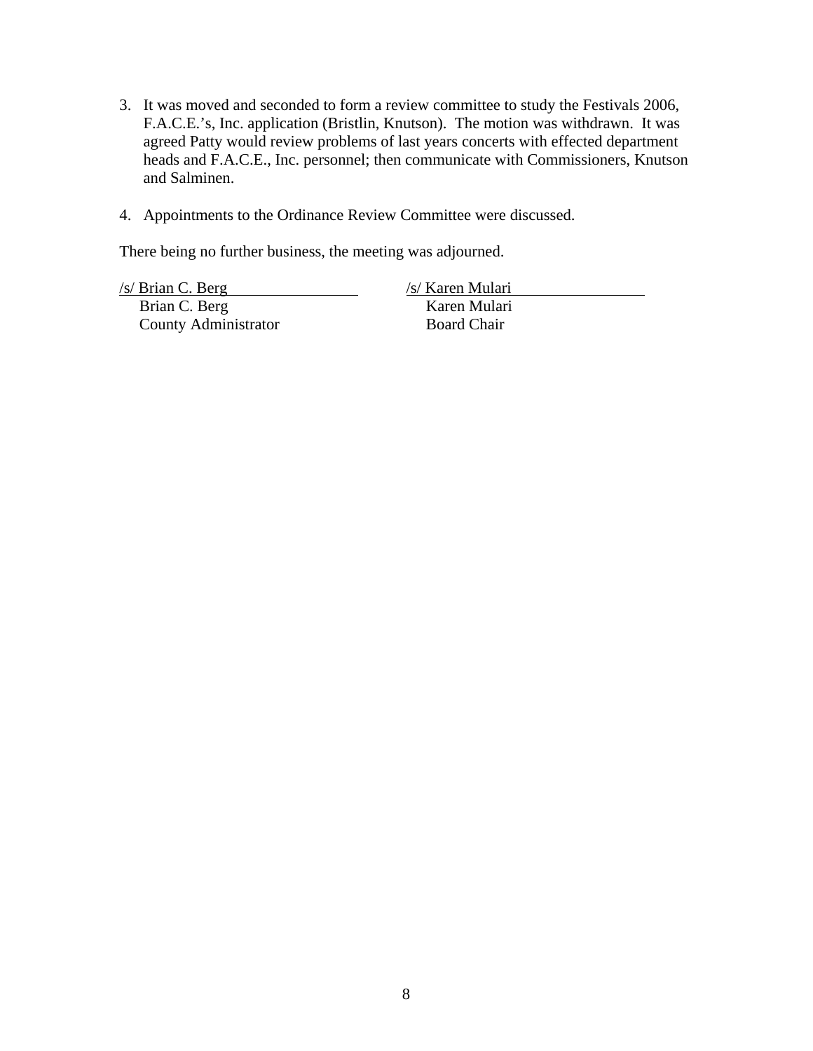3. It was moved and seconded to form a review committee to study the Festivals 2006, F.A.C.E.'s, Inc. application (Bristlin, Knutson). The motion was withdrawn. It was agreed Patty would review problems of last years concerts with effected department heads and F.A.C.E., Inc. personnel; then communicate with Commissioners, Knutson and Salminen.

4. Appointments to the Ordinance Review Committee were discussed.

There being no further business, the meeting was adjourned.

| | |
|---|---|
| /s/ Brian C. Berg | /s/ Karen Mulari |
| Brian C. Berg | Karen Mulari |
| County Administrator | Board Chair |